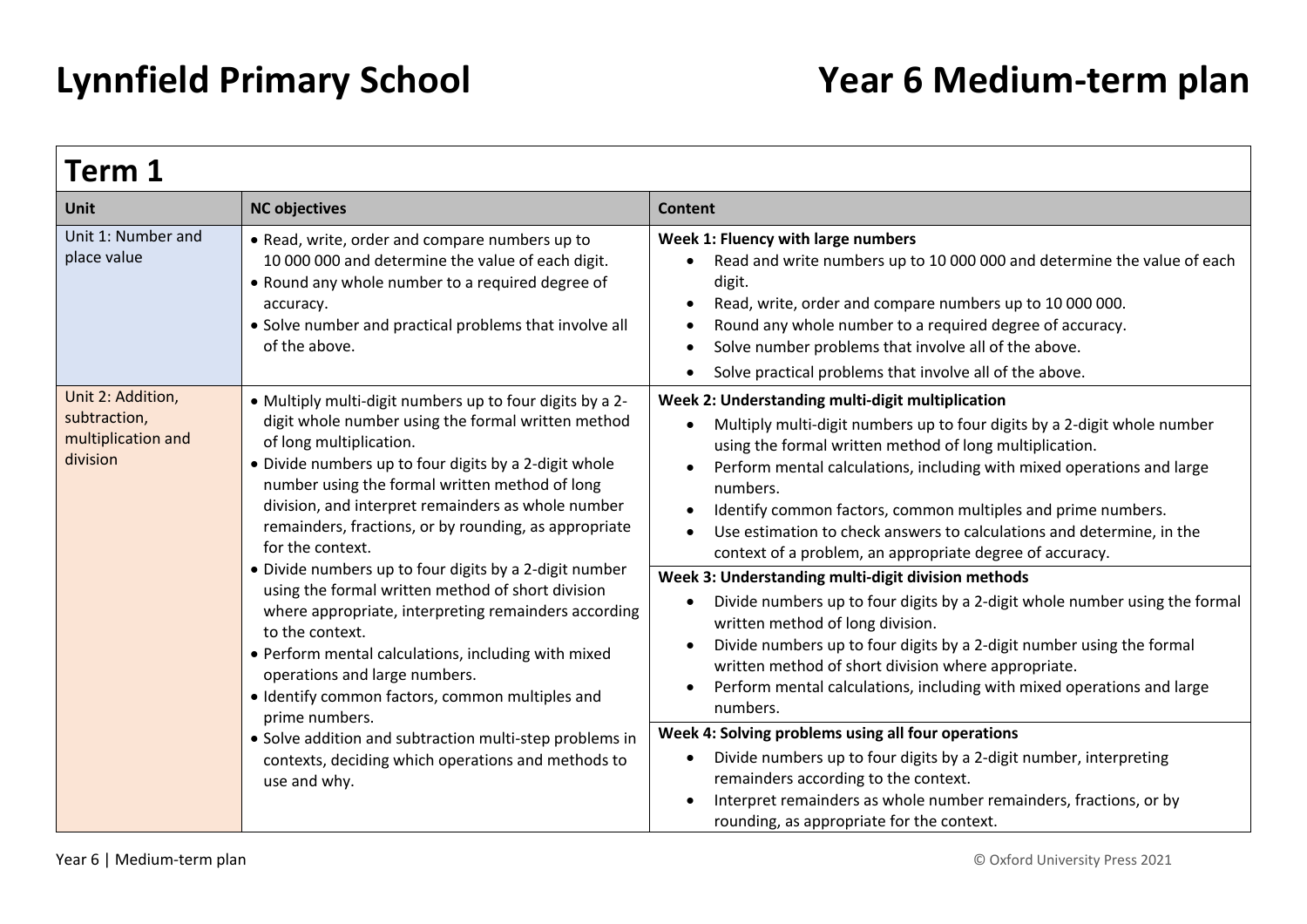# Lynnfield Primary School

# Year 6 Medium-term plan

## Term 1

| Unit | NC objectives | Content |
|---|---|---|
| Unit 1: Number and place value | • Read, write, order and compare numbers up to 10 000 000 and determine the value of each digit.<br>• Round any whole number to a required degree of accuracy.<br>• Solve number and practical problems that involve all of the above. | **Week 1: Fluency with large numbers**<br>• Read and write numbers up to 10 000 000 and determine the value of each digit.<br>• Read, write, order and compare numbers up to 10 000 000.<br>• Round any whole number to a required degree of accuracy.<br>• Solve number problems that involve all of the above.<br>• Solve practical problems that involve all of the above. |
| Unit 2: Addition, subtraction, multiplication and division | • Multiply multi-digit numbers up to four digits by a 2-digit whole number using the formal written method of long multiplication.<br>• Divide numbers up to four digits by a 2-digit whole number using the formal written method of long division, and interpret remainders as whole number remainders, fractions, or by rounding, as appropriate for the context.<br>• Divide numbers up to four digits by a 2-digit number using the formal written method of short division where appropriate, interpreting remainders according to the context.<br>• Perform mental calculations, including with mixed operations and large numbers.<br>• Identify common factors, common multiples and prime numbers.<br>• Solve addition and subtraction multi-step problems in contexts, deciding which operations and methods to use and why. | **Week 2: Understanding multi-digit multiplication**<br>• Multiply multi-digit numbers up to four digits by a 2-digit whole number using the formal written method of long multiplication.<br>• Perform mental calculations, including with mixed operations and large numbers.<br>• Identify common factors, common multiples and prime numbers.<br>• Use estimation to check answers to calculations and determine, in the context of a problem, an appropriate degree of accuracy.<br><br>**Week 3: Understanding multi-digit division methods**<br>• Divide numbers up to four digits by a 2-digit whole number using the formal written method of long division.<br>• Divide numbers up to four digits by a 2-digit number using the formal written method of short division where appropriate.<br>• Perform mental calculations, including with mixed operations and large numbers.<br><br>**Week 4: Solving problems using all four operations**<br>• Divide numbers up to four digits by a 2-digit number, interpreting remainders according to the context.<br>• Interpret remainders as whole number remainders, fractions, or by rounding, as appropriate for the context. |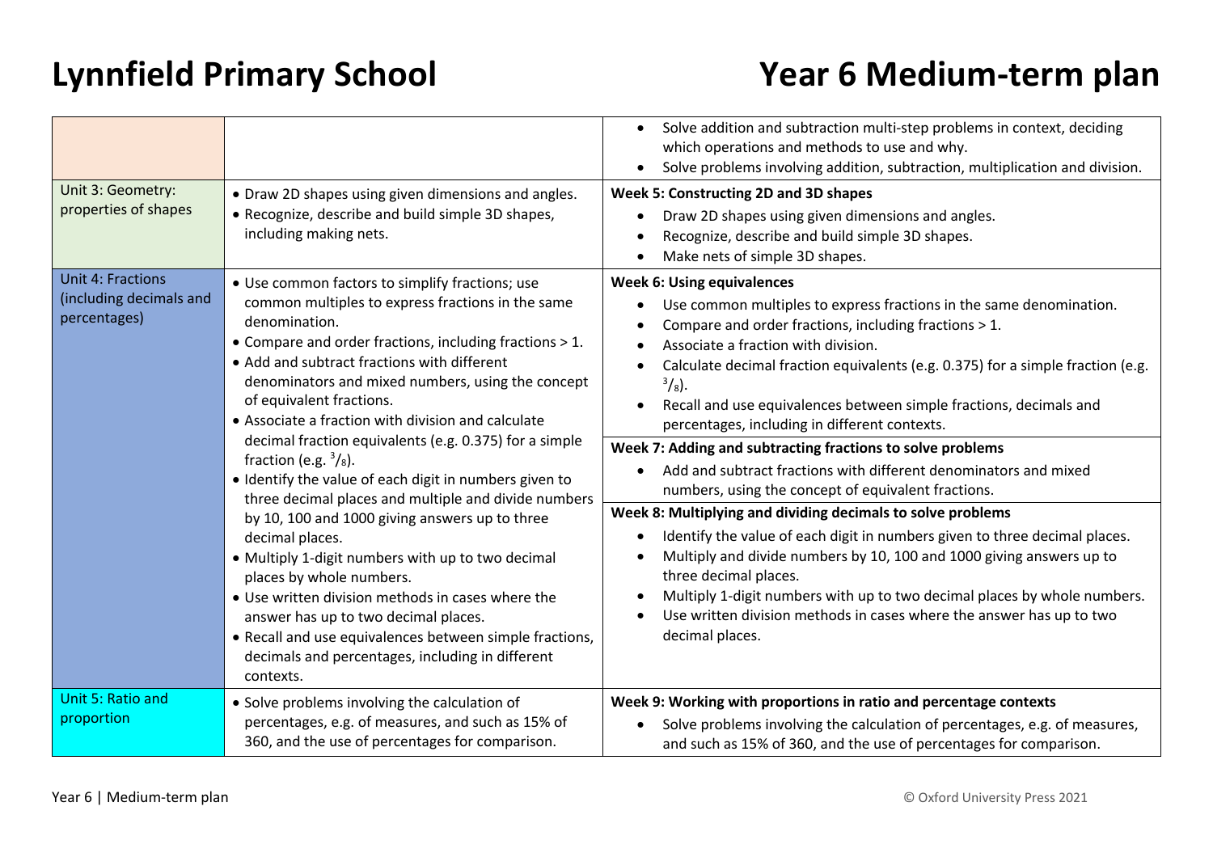# Lynnfield Primary School

# Year 6 Medium-term plan

| | | |
|---|---|---|
| | | • Solve addition and subtraction multi-step problems in context, deciding which operations and methods to use and why.<br>• Solve problems involving addition, subtraction, multiplication and division. |
| Unit 3: Geometry: properties of shapes | • Draw 2D shapes using given dimensions and angles.<br>• Recognize, describe and build simple 3D shapes, including making nets. | **Week 5: Constructing 2D and 3D shapes**<br>• Draw 2D shapes using given dimensions and angles.<br>• Recognize, describe and build simple 3D shapes.<br>• Make nets of simple 3D shapes. |
| Unit 4: Fractions (including decimals and percentages) | • Use common factors to simplify fractions; use common multiples to express fractions in the same denomination.<br>• Compare and order fractions, including fractions > 1.<br>• Add and subtract fractions with different denominators and mixed numbers, using the concept of equivalent fractions.<br>• Associate a fraction with division and calculate decimal fraction equivalents (e.g. 0.375) for a simple fraction (e.g. $^3/_8$).<br>• Identify the value of each digit in numbers given to three decimal places and multiple and divide numbers by 10, 100 and 1000 giving answers up to three decimal places.<br>• Multiply 1-digit numbers with up to two decimal places by whole numbers.<br>• Use written division methods in cases where the answer has up to two decimal places.<br>• Recall and use equivalences between simple fractions, decimals and percentages, including in different contexts. | **Week 6: Using equivalences**<br>• Use common multiples to express fractions in the same denomination.<br>• Compare and order fractions, including fractions > 1.<br>• Associate a fraction with division.<br>• Calculate decimal fraction equivalents (e.g. 0.375) for a simple fraction (e.g. $^3/_8$).<br>• Recall and use equivalences between simple fractions, decimals and percentages, including in different contexts.<br>**Week 7: Adding and subtracting fractions to solve problems**<br>• Add and subtract fractions with different denominators and mixed numbers, using the concept of equivalent fractions.<br>**Week 8: Multiplying and dividing decimals to solve problems**<br>• Identify the value of each digit in numbers given to three decimal places.<br>• Multiply and divide numbers by 10, 100 and 1000 giving answers up to three decimal places.<br>• Multiply 1-digit numbers with up to two decimal places by whole numbers.<br>• Use written division methods in cases where the answer has up to two decimal places. |
| Unit 5: Ratio and proportion | • Solve problems involving the calculation of percentages, e.g. of measures, and such as 15% of 360, and the use of percentages for comparison. | **Week 9: Working with proportions in ratio and percentage contexts**<br>• Solve problems involving the calculation of percentages, e.g. of measures, and such as 15% of 360, and the use of percentages for comparison. |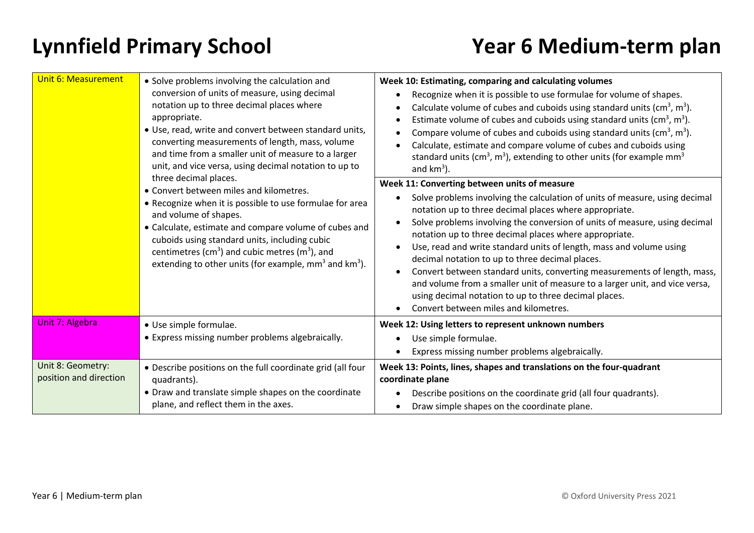# Lynnfield Primary School

# Year 6 Medium-term plan

| | | |
|---|---|---|
| Unit 6: Measurement | • Solve problems involving the calculation and conversion of units of measure, using decimal notation up to three decimal places where appropriate.<br>• Use, read, write and convert between standard units, converting measurements of length, mass, volume and time from a smaller unit of measure to a larger unit, and vice versa, using decimal notation to up to three decimal places.<br>• Convert between miles and kilometres.<br>• Recognize when it is possible to use formulae for area and volume of shapes.<br>• Calculate, estimate and compare volume of cubes and cuboids using standard units, including cubic centimetres ($cm^3$) and cubic metres ($m^3$), and extending to other units (for example, $mm^3$ and $km^3$). | **Week 10: Estimating, comparing and calculating volumes**<br>• Recognize when it is possible to use formulae for volume of shapes.<br>• Calculate volume of cubes and cuboids using standard units ($cm^3$, $m^3$).<br>• Estimate volume of cubes and cuboids using standard units ($cm^3$, $m^3$).<br>• Compare volume of cubes and cuboids using standard units ($cm^3$, $m^3$).<br>• Calculate, estimate and compare volume of cubes and cuboids using standard units ($cm^3$, $m^3$), extending to other units (for example $mm^3$ and $km^3$).<br><br>**Week 11: Converting between units of measure**<br>• Solve problems involving the calculation of units of measure, using decimal notation up to three decimal places where appropriate.<br>• Solve problems involving the conversion of units of measure, using decimal notation up to three decimal places where appropriate.<br>• Use, read and write standard units of length, mass and volume using decimal notation to up to three decimal places.<br>• Convert between standard units, converting measurements of length, mass, and volume from a smaller unit of measure to a larger unit, and vice versa, using decimal notation to up to three decimal places.<br>• Convert between miles and kilometres. |
| Unit 7: Algebra | • Use simple formulae.<br>• Express missing number problems algebraically. | **Week 12: Using letters to represent unknown numbers**<br>• Use simple formulae.<br>• Express missing number problems algebraically. |
| Unit 8: Geometry: position and direction | • Describe positions on the full coordinate grid (all four quadrants).<br>• Draw and translate simple shapes on the coordinate plane, and reflect them in the axes. | **Week 13: Points, lines, shapes and translations on the four-quadrant coordinate plane**<br>• Describe positions on the coordinate grid (all four quadrants).<br>• Draw simple shapes on the coordinate plane. |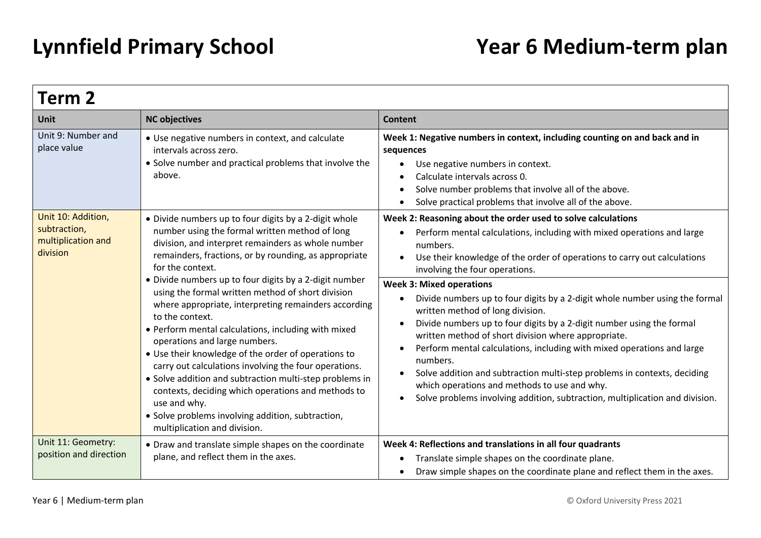# Lynnfield Primary School

# Year 6 Medium-term plan

## Term 2

| Unit | NC objectives | Content |
|---|---|---|
| Unit 9: Number and place value | • Use negative numbers in context, and calculate intervals across zero.<br>• Solve number and practical problems that involve the above. | **Week 1: Negative numbers in context, including counting on and back and in sequences**<br>• Use negative numbers in context.<br>• Calculate intervals across 0.<br>• Solve number problems that involve all of the above.<br>• Solve practical problems that involve all of the above. |
| Unit 10: Addition, subtraction, multiplication and division | • Divide numbers up to four digits by a 2-digit whole number using the formal written method of long division, and interpret remainders as whole number remainders, fractions, or by rounding, as appropriate for the context.<br>• Divide numbers up to four digits by a 2-digit number using the formal written method of short division where appropriate, interpreting remainders according to the context.<br>• Perform mental calculations, including with mixed operations and large numbers.<br>• Use their knowledge of the order of operations to carry out calculations involving the four operations.<br>• Solve addition and subtraction multi-step problems in contexts, deciding which operations and methods to use and why.<br>• Solve problems involving addition, subtraction, multiplication and division. | **Week 2: Reasoning about the order used to solve calculations**<br>• Perform mental calculations, including with mixed operations and large numbers.<br>• Use their knowledge of the order of operations to carry out calculations involving the four operations.<br><br>**Week 3: Mixed operations**<br>• Divide numbers up to four digits by a 2-digit whole number using the formal written method of long division.<br>• Divide numbers up to four digits by a 2-digit number using the formal written method of short division where appropriate.<br>• Perform mental calculations, including with mixed operations and large numbers.<br>• Solve addition and subtraction multi-step problems in contexts, deciding which operations and methods to use and why.<br>• Solve problems involving addition, subtraction, multiplication and division. |
| Unit 11: Geometry: position and direction | • Draw and translate simple shapes on the coordinate plane, and reflect them in the axes. | **Week 4: Reflections and translations in all four quadrants**<br>• Translate simple shapes on the coordinate plane.<br>• Draw simple shapes on the coordinate plane and reflect them in the axes. |

Year 6 | Medium-term plan © Oxford University Press 2021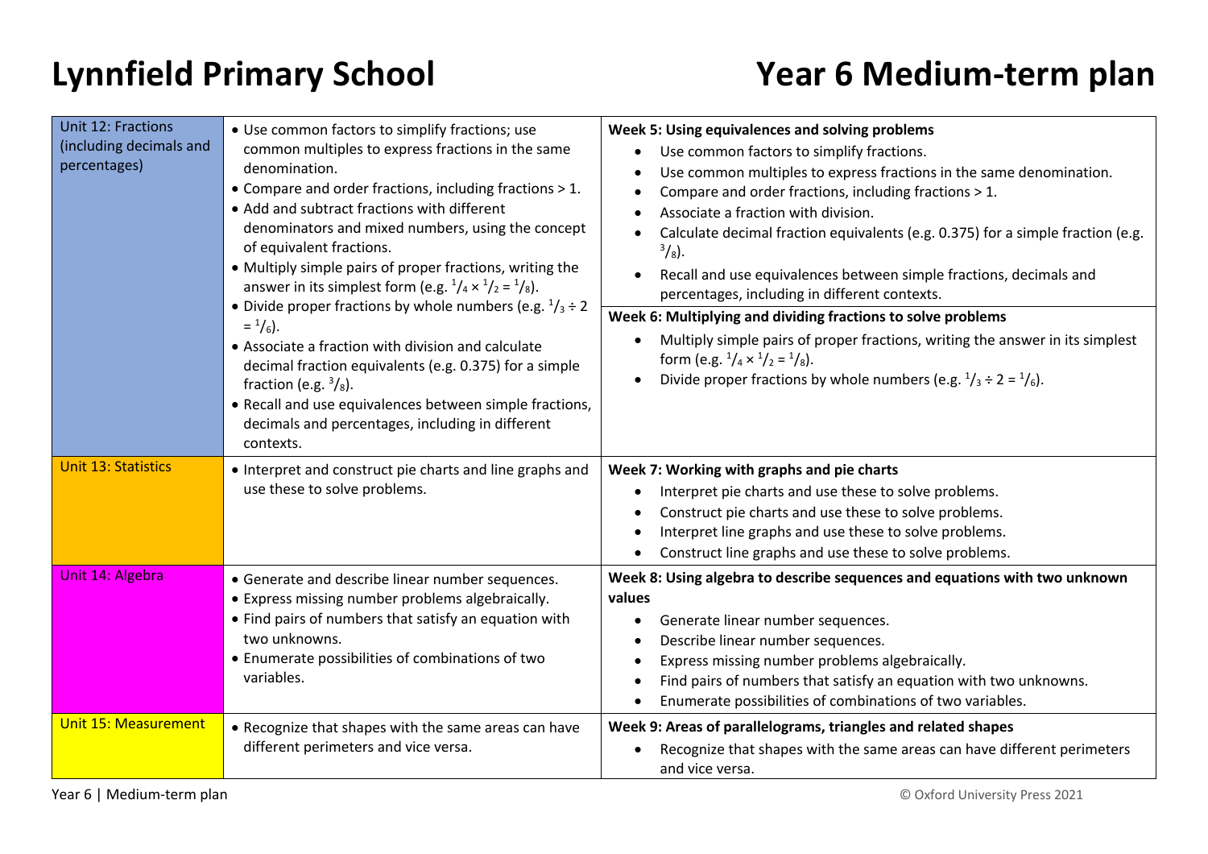# Lynnfield Primary School

# Year 6 Medium-term plan

| | | |
|---|---|---|
| Unit 12: Fractions (including decimals and percentages) | • Use common factors to simplify fractions; use common multiples to express fractions in the same denomination.<br>• Compare and order fractions, including fractions > 1.<br>• Add and subtract fractions with different denominators and mixed numbers, using the concept of equivalent fractions.<br>• Multiply simple pairs of proper fractions, writing the answer in its simplest form (e.g. $\frac{1}{4} \times \frac{1}{2} = \frac{1}{8}$).<br>• Divide proper fractions by whole numbers (e.g. $\frac{1}{3} \div 2 = \frac{1}{6}$).<br>• Associate a fraction with division and calculate decimal fraction equivalents (e.g. 0.375) for a simple fraction (e.g. $\frac{3}{8}$).<br>• Recall and use equivalences between simple fractions, decimals and percentages, including in different contexts. | **Week 5: Using equivalences and solving problems**<br>• Use common factors to simplify fractions.<br>• Use common multiples to express fractions in the same denomination.<br>• Compare and order fractions, including fractions > 1.<br>• Associate a fraction with division.<br>• Calculate decimal fraction equivalents (e.g. 0.375) for a simple fraction (e.g. $\frac{3}{8}$).<br>• Recall and use equivalences between simple fractions, decimals and percentages, including in different contexts.<br>**Week 6: Multiplying and dividing fractions to solve problems**<br>• Multiply simple pairs of proper fractions, writing the answer in its simplest form (e.g. $\frac{1}{4} \times \frac{1}{2} = \frac{1}{8}$).<br>• Divide proper fractions by whole numbers (e.g. $\frac{1}{3} \div 2 = \frac{1}{6}$). |
| Unit 13: Statistics | • Interpret and construct pie charts and line graphs and use these to solve problems. | **Week 7: Working with graphs and pie charts**<br>• Interpret pie charts and use these to solve problems.<br>• Construct pie charts and use these to solve problems.<br>• Interpret line graphs and use these to solve problems.<br>• Construct line graphs and use these to solve problems. |
| Unit 14: Algebra | • Generate and describe linear number sequences.<br>• Express missing number problems algebraically.<br>• Find pairs of numbers that satisfy an equation with two unknowns.<br>• Enumerate possibilities of combinations of two variables. | **Week 8: Using algebra to describe sequences and equations with two unknown values**<br>• Generate linear number sequences.<br>• Describe linear number sequences.<br>• Express missing number problems algebraically.<br>• Find pairs of numbers that satisfy an equation with two unknowns.<br>• Enumerate possibilities of combinations of two variables. |
| Unit 15: Measurement | • Recognize that shapes with the same areas can have different perimeters and vice versa. | **Week 9: Areas of parallelograms, triangles and related shapes**<br>• Recognize that shapes with the same areas can have different perimeters and vice versa. |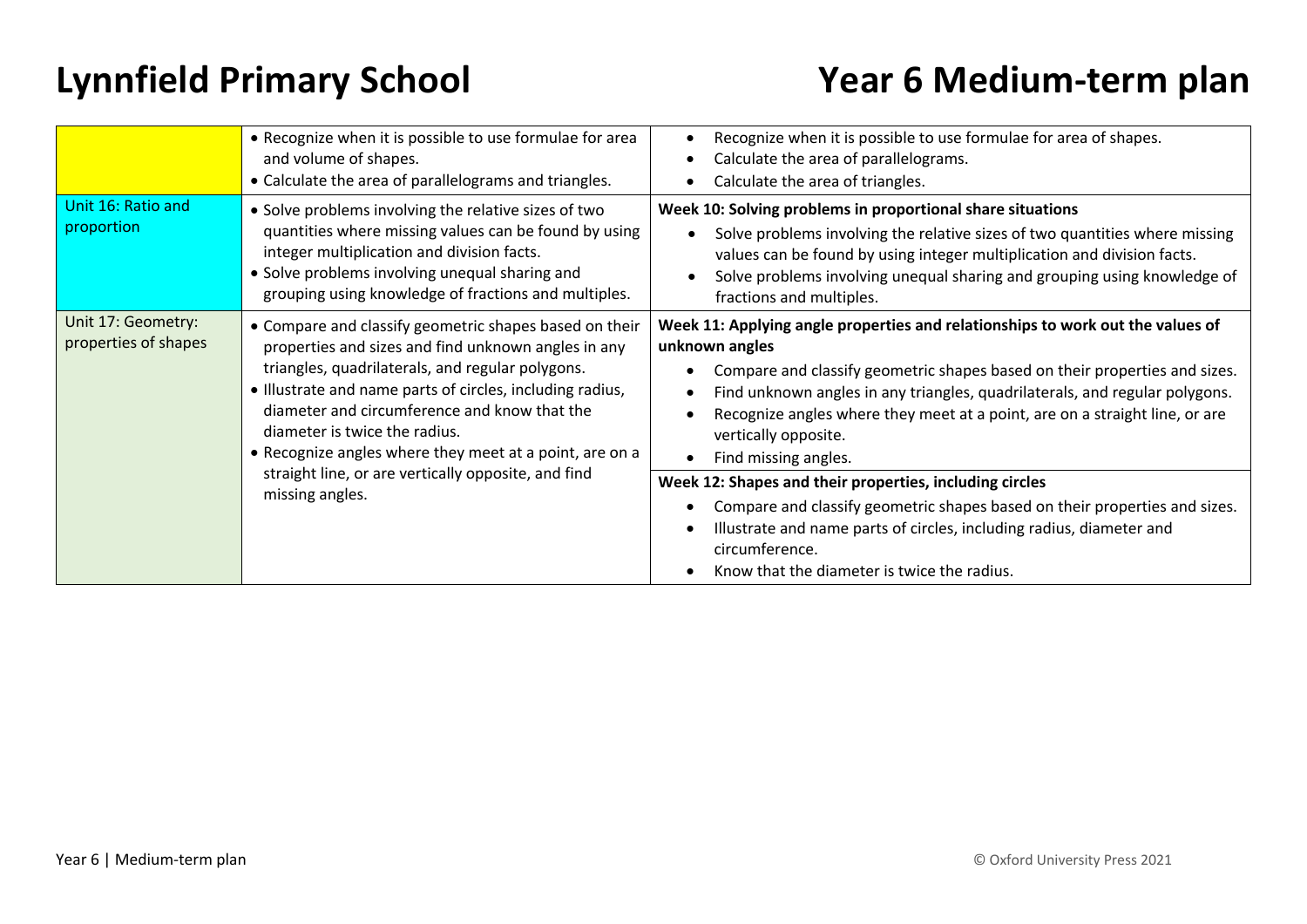# Lynnfield Primary School

# Year 6 Medium-term plan

| | | |
|---|---|---|
| | • Recognize when it is possible to use formulae for area and volume of shapes.<br>• Calculate the area of parallelograms and triangles. | • Recognize when it is possible to use formulae for area of shapes.<br>• Calculate the area of parallelograms.<br>• Calculate the area of triangles. |
| Unit 16: Ratio and proportion | • Solve problems involving the relative sizes of two quantities where missing values can be found by using integer multiplication and division facts.<br>• Solve problems involving unequal sharing and grouping using knowledge of fractions and multiples. | **Week 10: Solving problems in proportional share situations**<br>• Solve problems involving the relative sizes of two quantities where missing values can be found by using integer multiplication and division facts.<br>• Solve problems involving unequal sharing and grouping using knowledge of fractions and multiples. |
| Unit 17: Geometry: properties of shapes | • Compare and classify geometric shapes based on their properties and sizes and find unknown angles in any triangles, quadrilaterals, and regular polygons.<br>• Illustrate and name parts of circles, including radius, diameter and circumference and know that the diameter is twice the radius.<br>• Recognize angles where they meet at a point, are on a straight line, or are vertically opposite, and find missing angles. | **Week 11: Applying angle properties and relationships to work out the values of unknown angles**<br>• Compare and classify geometric shapes based on their properties and sizes.<br>• Find unknown angles in any triangles, quadrilaterals, and regular polygons.<br>• Recognize angles where they meet at a point, are on a straight line, or are vertically opposite.<br>• Find missing angles.<br>**Week 12: Shapes and their properties, including circles**<br>• Compare and classify geometric shapes based on their properties and sizes.<br>• Illustrate and name parts of circles, including radius, diameter and circumference.<br>• Know that the diameter is twice the radius. |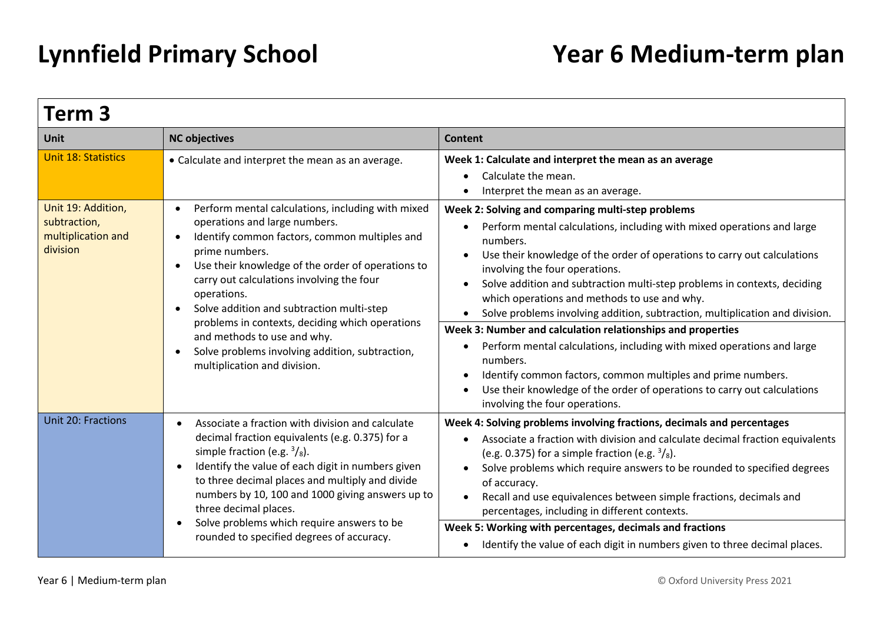# Lynnfield Primary School

# Year 6 Medium-term plan

## Term 3

| Unit | NC objectives | Content |
| --- | --- | --- |
| Unit 18: Statistics | • Calculate and interpret the mean as an average. | **Week 1: Calculate and interpret the mean as an average**<br>• Calculate the mean.<br>• Interpret the mean as an average. |
| Unit 19: Addition, subtraction, multiplication and division | • Perform mental calculations, including with mixed operations and large numbers.<br>• Identify common factors, common multiples and prime numbers.<br>• Use their knowledge of the order of operations to carry out calculations involving the four operations.<br>• Solve addition and subtraction multi-step problems in contexts, deciding which operations and methods to use and why.<br>• Solve problems involving addition, subtraction, multiplication and division. | **Week 2: Solving and comparing multi-step problems**<br>• Perform mental calculations, including with mixed operations and large numbers.<br>• Use their knowledge of the order of operations to carry out calculations involving the four operations.<br>• Solve addition and subtraction multi-step problems in contexts, deciding which operations and methods to use and why.<br>• Solve problems involving addition, subtraction, multiplication and division.<br><br>**Week 3: Number and calculation relationships and properties**<br>• Perform mental calculations, including with mixed operations and large numbers.<br>• Identify common factors, common multiples and prime numbers.<br>• Use their knowledge of the order of operations to carry out calculations involving the four operations. |
| Unit 20: Fractions | • Associate a fraction with division and calculate decimal fraction equivalents (e.g. 0.375) for a simple fraction (e.g. $^{3}/_{8}$).<br>• Identify the value of each digit in numbers given to three decimal places and multiply and divide numbers by 10, 100 and 1000 giving answers up to three decimal places.<br>• Solve problems which require answers to be rounded to specified degrees of accuracy. | **Week 4: Solving problems involving fractions, decimals and percentages**<br>• Associate a fraction with division and calculate decimal fraction equivalents (e.g. 0.375) for a simple fraction (e.g. $^{3}/_{8}$).<br>• Solve problems which require answers to be rounded to specified degrees of accuracy.<br>• Recall and use equivalences between simple fractions, decimals and percentages, including in different contexts.<br><br>**Week 5: Working with percentages, decimals and fractions**<br>• Identify the value of each digit in numbers given to three decimal places. |

© Oxford University Press 2021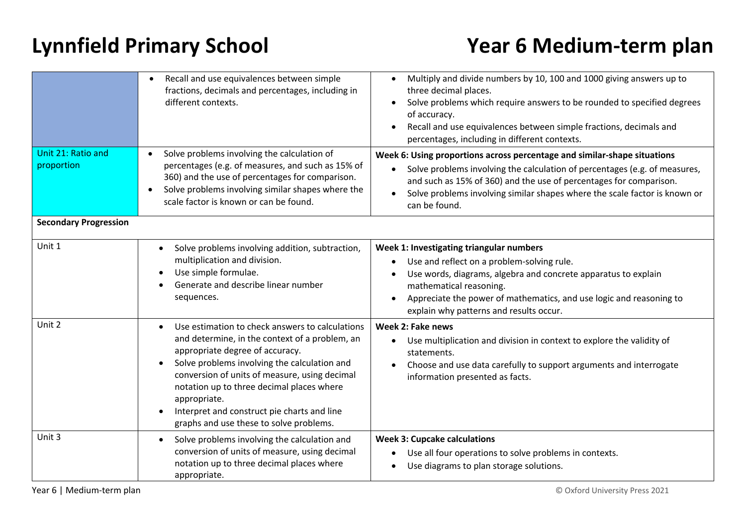# Lynnfield Primary School

# Year 6 Medium-term plan

| | | |
|---|---|---|
| | • Recall and use equivalences between simple fractions, decimals and percentages, including in different contexts. | • Multiply and divide numbers by 10, 100 and 1000 giving answers up to three decimal places.<br>• Solve problems which require answers to be rounded to specified degrees of accuracy.<br>• Recall and use equivalences between simple fractions, decimals and percentages, including in different contexts. |
| Unit 21: Ratio and proportion | • Solve problems involving the calculation of percentages (e.g. of measures, and such as 15% of 360) and the use of percentages for comparison.<br>• Solve problems involving similar shapes where the scale factor is known or can be found. | **Week 6: Using proportions across percentage and similar-shape situations**<br>• Solve problems involving the calculation of percentages (e.g. of measures, and such as 15% of 360) and the use of percentages for comparison.<br>• Solve problems involving similar shapes where the scale factor is known or can be found. |
| **Secondary Progression** | | |
| Unit 1 | • Solve problems involving addition, subtraction, multiplication and division.<br>• Use simple formulae.<br>• Generate and describe linear number sequences. | **Week 1: Investigating triangular numbers**<br>• Use and reflect on a problem-solving rule.<br>• Use words, diagrams, algebra and concrete apparatus to explain mathematical reasoning.<br>• Appreciate the power of mathematics, and use logic and reasoning to explain why patterns and results occur. |
| Unit 2 | • Use estimation to check answers to calculations and determine, in the context of a problem, an appropriate degree of accuracy.<br>• Solve problems involving the calculation and conversion of units of measure, using decimal notation up to three decimal places where appropriate.<br>• Interpret and construct pie charts and line graphs and use these to solve problems. | **Week 2: Fake news**<br>• Use multiplication and division in context to explore the validity of statements.<br>• Choose and use data carefully to support arguments and interrogate information presented as facts. |
| Unit 3 | • Solve problems involving the calculation and conversion of units of measure, using decimal notation up to three decimal places where appropriate. | **Week 3: Cupcake calculations**<br>• Use all four operations to solve problems in contexts.<br>• Use diagrams to plan storage solutions. |

Year 6 | Medium-term plan © Oxford University Press 2021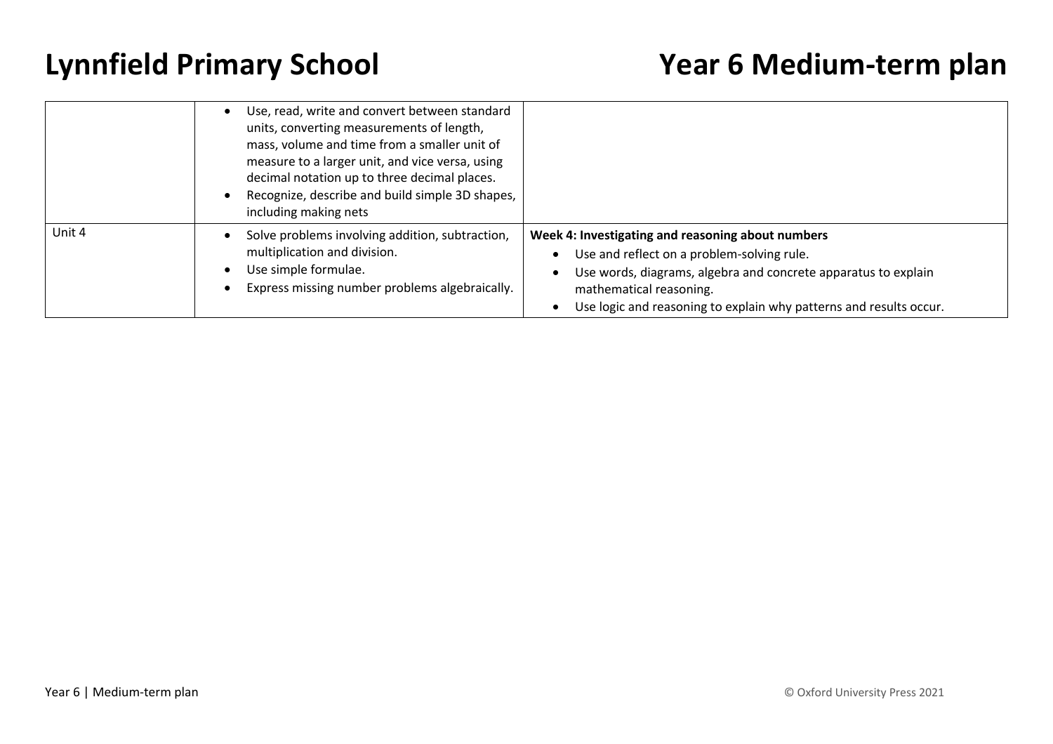| | | |
|---|---|---|
| | • Use, read, write and convert between standard units, converting measurements of length, mass, volume and time from a smaller unit of measure to a larger unit, and vice versa, using decimal notation up to three decimal places.<br>• Recognize, describe and build simple 3D shapes, including making nets | |
| Unit 4 | • Solve problems involving addition, subtraction, multiplication and division.<br>• Use simple formulae.<br>• Express missing number problems algebraically. | **Week 4: Investigating and reasoning about numbers**<br>• Use and reflect on a problem-solving rule.<br>• Use words, diagrams, algebra and concrete apparatus to explain mathematical reasoning.<br>• Use logic and reasoning to explain why patterns and results occur. |